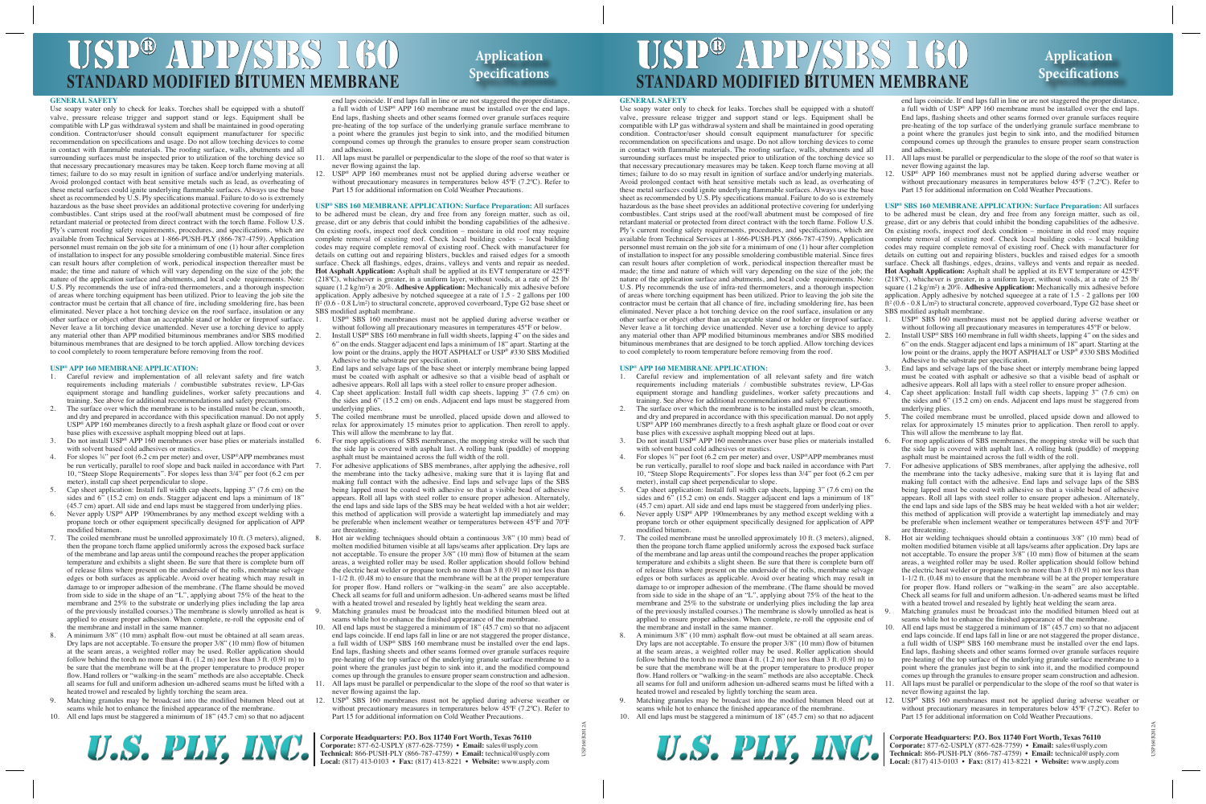# USP® APP/SBS 160

## STANDARD MODIFIED BITUMEN MEMBRANE

**Application Specifications**

**GENERAL SAFETY**

Use soapy water only to check for leaks. Torches shall be equipped with a shutoff valve, pressure release trigger and support stand or legs. Equipment shall be compatible with LP gas withdrawal system and shall be maintained in good operating condition. Contractor/user should consult equipment manufacturer for specific recommendation on specifications and usage. Do not allow torching devices to come in contact with flammable materials. The roofing surface, walls, abutments and all surrounding surfaces must be inspected prior to utilization of the torching device so that necessary precautionary measures may be taken. Keep torch flame moving at all times; failure to do so may result in ignition of surface and/or underlying materials. Avoid prolonged contact with heat sensitive metals such as lead, as overheating of these metal surfaces could ignite underlying flammable surfaces. Always use the base sheet as recommended by U.S. Ply specifications manual. Failure to do so is extremely hazardous as the base sheet provides an additional protective covering for underlying combustibles. Cant strips used at the roof/wall abutment must be composed of fire retardant material or protected from direct contact with the torch flame. Follow U.S. Ply's current roofing safety requirements, procedures, and specifications, which are available from Technical Services at 1-866-PUSH-PLY (866-787-4759). Application personnel must remain on the job site for a minimum of one (1) hour after completion of installation to inspect for any possible smoldering combustible material. Since fires can result hours after completion of work, periodical inspection thereafter must be made; the time and nature of which will vary depending on the size of the job; the nature of the application surface and abutments, and local code requirements. Note: U.S. Ply recommends the use of infra-red thermometers, and a thorough inspection of areas where torching equipment has been utilized. Prior to leaving the job site the contractor must be certain that all chance of fire, including smoldering fire, has been eliminated. Never place a hot torching device on the roof surface, insulation or any other surface or object other than an acceptable stand or holder or fireproof surface. Never leave a lit torching device unattended. Never use a torching device to apply any material other than APP modified bituminous membranes and/or SBS modified bituminous membranes that are designed to be torch applied. Allow torching devices to cool completely to room temperature before removing from the roof.

**USP® APP 160 MEMBRANE APPLICATION:**

1. Careful review and implementation of all relevant safety and fire watch requirements including materials / combustible substrates review, LP-Gas equipment storage and handling guidelines, worker safety precautions and training. See above for additional recommendations and safety precautions.
2. The surface over which the membrane is to be installed must be clean, smooth, and dry and prepared in accordance with this specification manual. Do not apply USP® APP 160 membranes directly to a fresh asphalt glaze or flood coat or over base plies with excessive asphalt mopping bleed out at laps.
3. Do not install USP® APP 160 membranes over base plies or materials installed with solvent based cold adhesives or mastics.
4. For slopes ¾" per foot (6.2 cm per meter) and over, USP® APP membranes must be run vertically, parallel to roof slope and back nailed in accordance with Part 10, "Steep Slope Requirements". For slopes less than 3/4" per foot (6.2 cm per meter), install cap sheet perpendicular to slope.
5. Cap sheet application: Install full width cap sheets, lapping 3" (7.6 cm) on the sides and 6" (15.2 cm) on ends. Stagger adjacent end laps a minimum of 18" (45.7 cm) apart. All side and end laps must be staggered from underlying plies.
6. Never apply USP® APP 190membranes by any method except welding with a propane torch or other equipment specifically designed for application of APP modified bitumen.
7. The coiled membrane must be unrolled approximately 10 ft. (3 meters), aligned, then the propane torch flame applied uniformly across the exposed back surface of the membrane and lap areas until the compound reaches the proper application temperature and exhibits a slight sheen. Be sure that there is complete burn off of release films where present on the underside of the rolls, membrane selvage edges or both surfaces as applicable. Avoid over heating which may result in damage to or improper adhesion of the membrane. (The flame should be moved from side to side in the shape of an "L", applying about 75% of the heat to the membrane and 25% to the substrate or underlying plies including the lap area of the previously installed courses.) The membrane is slowly unrolled as heat is applied to ensure proper adhesion. When complete, re-roll the opposite end of the membrane and install in the same manner.
8. A minimum 3/8" (10 mm) asphalt flow-out must be obtained at all seam areas. Dry laps are not acceptable. To ensure the proper 3/8" (10 mm) flow of bitumen at the seam areas, a weighted roller may be used. Roller application should follow behind the torch no more than 4 ft. (1.2 m) nor less than 3 ft. (0.91 m) to be sure that the membrane will be at the proper temperature to produce proper flow. Hand rollers or "walking-in the seam" methods are also acceptable. Check all seams for full and uniform adhesion un-adhered seams must be lifted with a heated trowel and resealed by lightly torching the seam area.
9. Matching granules may be broadcast into the modified bitumen bleed out at seams while hot to enhance the finished appearance of the membrane.
10. All end laps must be staggered a minimum of 18" (45.7 cm) so that no adjacent end laps coincide. If end laps fall in line or are not staggered the proper distance, a full width of USP® APP 160 membrane must be installed over the end laps. End laps, flashing sheets and other seams formed over granule surfaces require pre-heating of the top surface of the underlying granule surface membrane to a point where the granules just begin to sink into, and the modified bitumen compound comes up through the granules to ensure proper seam construction and adhesion.
11. All laps must be parallel or perpendicular to the slope of the roof so that water is never flowing against the lap.
12. USP® APP 160 membranes must not be applied during adverse weather or without precautionary measures in temperatures below 45°F (7.2°C). Refer to Part 15 for additional information on Cold Weather Precautions.

**USP® SBS 160 MEMBRANE APPLICATION: Surface Preparation:** All surfaces to be adhered must be clean, dry and free from any foreign matter, such as oil, grease, dirt or any debris that could inhibit the bonding capabilities of the adhesive. On existing roofs, inspect roof deck condition – moisture in old roof may require complete removal of existing roof. Check local building codes – local building codes may require complete removal of existing roof. Check with manufacturer for details on cutting out and repairing blisters, buckles and raised edges for a smooth surface. Check all flashings, edges, drains, valleys and vents and repair as needed. **Hot Asphalt Application:** Asphalt shall be applied at its EVT temperature or 425°F (218°C), whichever is greater, in a uniform layer, without voids, at a rate of 25 lb/ square (1.2 kg/m²) ± 20%. **Adhesive Application:** Mechanically mix adhesive before application. Apply adhesive by notched squeegee at a rate of 1.5 - 2 gallons per 100 ft² (0.6 - 0.8 L/m²) to structural concrete, approved coverboard, Type G2 base sheet or SBS modified asphalt membrane.

1. USP® SBS 160 membranes must not be applied during adverse weather or without following all precautionary measures in temperatures 45°F or below.
2. Install USP® SBS 160 membrane in full width sheets, lapping 4" on the sides and 6" on the ends. Stagger adjacent end laps a minimum of 18" apart. Starting at the low point or the drains, apply the HOT ASPHALT or USP® #330 SBS Modified Adhesive to the substrate per specification.
3. End laps and salvage laps of the base sheet or interply membrane being lapped must be coated with asphalt or adhesive so that a visible bead of asphalt or adhesive appears. Roll all laps with a steel roller to ensure proper adhesion.
4. Cap sheet application: Install full width cap sheets, lapping 3" (7.6 cm) on the sides and 6" (15.2 cm) on ends. Adjacent end laps must be staggered from underlying plies.
5. The coiled membrane must be unrolled, placed upside down and allowed to relax for approximately 15 minutes prior to application. Then reroll to apply. This will allow the membrane to lay flat.
6. For mop applications of SBS membranes, the mopping stroke will be such that the side lap is covered with asphalt last. A rolling bank (puddle) of mopping asphalt must be maintained across the full width of the roll.
7. For adhesive applications of SBS membranes, after applying the adhesive, roll the membrane into the tacky adhesive, making sure that it is laying flat and making full contact with the adhesive. End laps and salvage laps of the SBS being lapped must be coated with adhesive so that a visible bead of adhesive appears. Roll all laps with steel roller to ensure proper adhesion. Alternately, the end laps and side laps of the SBS may be heat welded with a hot air welder; this method of application will provide a watertight lap immediately and may be preferable when inclement weather or temperatures between 45°F and 70°F are threatening.
8. Hot air welding techniques should obtain a continuous 3/8" (10 mm) bead of molten modified bitumen visible at all laps/seams after application. Dry laps are not acceptable. To ensure the proper 3/8" (10 mm) flow of bitumen at the seam areas, a weighted roller may be used. Roller application should follow behind the electric heat welder or propane torch no more than 3 ft (0.91 m) nor less than 1-1/2 ft. (0.48 m) to ensure that the membrane will be at the proper temperature for proper flow. Hand rollers or "walking-in the seam" are also acceptable. Check all seams for full and uniform adhesion. Un-adhered seams must be lifted with a heated trowel and resealed by lightly heat welding the seam area.
9. Matching granules must be broadcast into the modified bitumen bleed out at seams while hot to enhance the finished appearance of the membrane.
10. All end laps must be staggered a minimum of 18" (45.7 cm) so that no adjacent end laps coincide. If end laps fall in line or are not staggered the proper distance, a full width of USP® SBS 160 membrane must be installed over the end laps. End laps, flashing sheets and other seams formed over granule surfaces require pre-heating of the top surface of the underlying granule surface membrane to a point where the granules just begin to sink into it, and the modified compound comes up through the granules to ensure proper seam construction and adhesion.
11. All laps must be parallel or perpendicular to the slope of the roof so that water is never flowing against the lap.
12. USP® SBS 160 membranes must not be applied during adverse weather or without precautionary measures in temperatures below 45°F (7.2°C). Refer to Part 15 for additional information on Cold Weather Precautions.

**U.S. PLY, INC.**

**Corporate Headquarters: P.O. Box 11740 Fort Worth, Texas 76110**
**Corporate:** 877-62-USPLY (877-628-7759) • **Email:** sales@usply.com
**Technical:** 866-PUSH-PLY (866-787-4759) • **Email:** technical@usply.com
**Local:** (817) 413-0103 • **Fax:** (817) 413-8221 • **Website:** www.usply.com

USP160 R2012A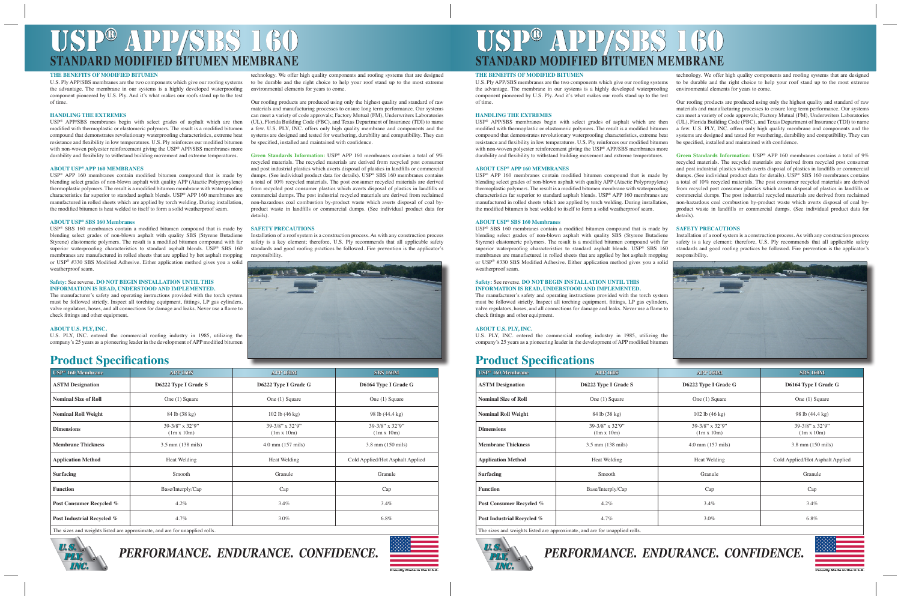# USP® APP/SBS 160

## STANDARD MODIFIED BITUMEN MEMBRANE

### THE BENEFITS OF MODIFIED BITUMEN

U.S. Ply APP/SBS membranes are the two components which give our roofing systems the advantage. The membrane in our systems is a highly developed waterproofing component pioneered by U.S. Ply. And it's what makes our roofs stand up to the test of time.

### HANDLING THE EXTREMES

USP® APP/SBS membranes begin with select grades of asphalt which are then modified with thermoplastic or elastomeric polymers. The result is a modified bitumen compound that demonstrates revolutionary waterproofing characteristics, extreme heat resistance and flexibility in low temperatures. U.S. Ply reinforces our modified bitumen with non-woven polyester reinforcement giving the USP® APP/SBS membranes more durability and flexibility to withstand building movement and extreme temperatures.

### ABOUT USP® APP 160 MEMBRANES

USP® APP 160 membranes contain modified bitumen compound that is made by blending select grades of non-blown asphalt with quality APP (Atactic Polypropylene) thermoplastic polymers. The result is a modified bitumen membrane with waterproofing characteristics far superior to standard asphalt blends. USP® APP 160 membranes are manufactured in rolled sheets which are applied by torch welding. During installation, the modified bitumen is heat welded to itself to form a solid weatherproof seam.

### ABOUT USP® SBS 160 Membranes

USP® SBS 160 membranes contain a modified bitumen compound that is made by blending select grades of non-blown asphalt with quality SBS (Styrene Butadiene Styrene) elastomeric polymers. The result is a modified bitumen compound with far superior waterproofing characteristics to standard asphalt blends. USP® SBS 160 membranes are manufactured in rolled sheets that are applied by hot asphalt mopping or USP® #330 SBS Modified Adhesive. Either application method gives you a solid weatherproof seam.

**Safety:** See reverse. **DO NOT BEGIN INSTALLATION UNTIL THIS INFORMATION IS READ, UNDERSTOOD AND IMPLEMENTED.**

The manufacturer's safety and operating instructions provided with the torch system must be followed strictly. Inspect all torching equipment, fittings, LP gas cylinders, valve regulators, hoses, and all connections for damage and leaks. Never use a flame to check fittings and other equipment.

### ABOUT U.S. PLY, INC.

U.S. PLY, INC. entered the commercial roofing industry in 1985, utilizing the company's 25 years as a pioneering leader in the development of APP modified bitumen technology. We offer high quality components and roofing systems that are designed to be durable and the right choice to help your roof stand up to the most extreme environmental elements for years to come.

Our roofing products are produced using only the highest quality and standard of raw materials and manufacturing processes to ensure long term performance. Our systems can meet a variety of code approvals; Factory Mutual (FM), Underwriters Laboratories (UL), Florida Building Code (FBC), and Texas Department of Insurance (TDI) to name a few. U.S. PLY, INC. offers only high quality membrane and components and the systems are designed and tested for weathering, durability and compatibility. They can be specified, installed and maintained with confidence.

**Green Standards Information:** USP® APP 160 membranes contains a total of 9% recycled materials. The recycled materials are derived from recycled post consumer and post industrial plastics which averts disposal of plastics in landfills or commercial dumps. (See individual product data for details). USP® SBS 160 membranes contains a total of 10% recycled materials. The post consumer recycled materials are derived from recycled post consumer plastics which averts disposal of plastics in landfills or commercial dumps. The post industrial recycled materials are derived from reclaimed non-hazardous coal combustion by-product waste which averts disposal of coal by-product waste in landfills or commercial dumps. (See individual product data for details).

### SAFETY PRECAUTIONS

Installation of a roof system is a construction process. As with any construction process safety is a key element; therefore, U.S. Ply recommends that all applicable safety standards and good roofing practices be followed. Fire prevention is the applicator's responsibility.

## Product Specifications

| USP® 160 Membrane | APP 160S | APP 160M | SBS 160M |
|---|---|---|---|
| **ASTM Designation** | **D6222 Type I Grade S** | **D6222 Type I Grade G** | **D6164 Type I Grade G** |
| **Nominal Size of Roll** | One (1) Square | One (1) Square | One (1) Square |
| **Nominal Roll Weight** | 84 lb (38 kg) | 102 lb (46 kg) | 98 lb (44.4 kg) |
| **Dimensions** | 39-3/8" x 32'9" (1m x 10m) | 39-3/8" x 32'9" (1m x 10m) | 39-3/8" x 32'9" (1m x 10m) |
| **Membrane Thickness** | 3.5 mm (138 mils) | 4.0 mm (157 mils) | 3.8 mm (150 mils) |
| **Application Method** | Heat Welding | Heat Welding | Cold Applied/Hot Asphalt Applied |
| **Surfacing** | Smooth | Granule | Granule |
| **Function** | Base/Interply/Cap | Cap | Cap |
| **Post Consumer Recycled %** | 4.2% | 3.4% | 3.4% |
| **Post Industrial Recycled %** | 4.7% | 3.0% | 6.8% |

The sizes and weights listed are approximate, and are for unapplied rolls.

U.S. PLY, INC.

*PERFORMANCE. ENDURANCE. CONFIDENCE.*

Proudly Made in the U.S.A.